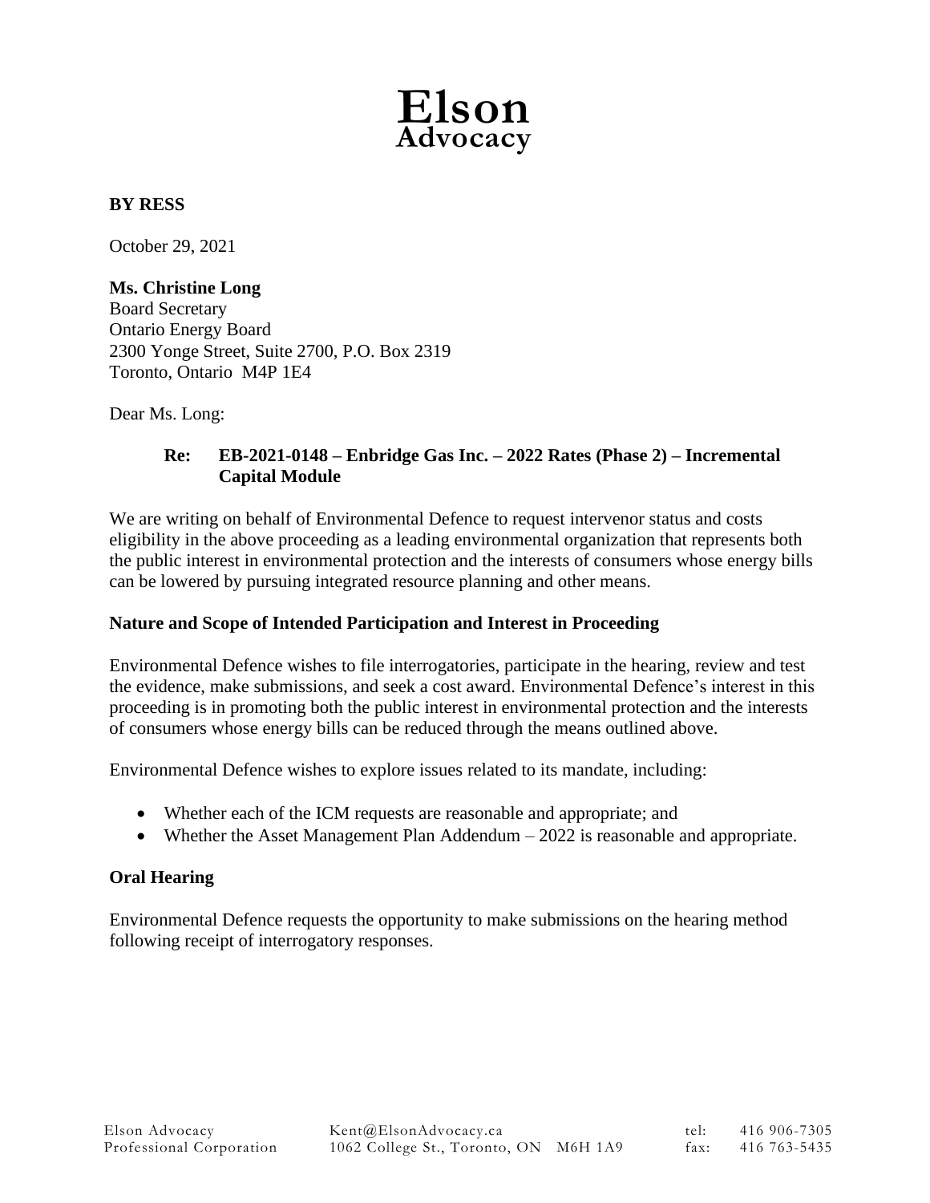# Elson
## Advocacy

**BY RESS**

October 29, 2021

**Ms. Christine Long**
Board Secretary
Ontario Energy Board
2300 Yonge Street, Suite 2700, P.O. Box 2319
Toronto, Ontario M4P 1E4

Dear Ms. Long:

**Re: EB-2021-0148 – Enbridge Gas Inc. – 2022 Rates (Phase 2) – Incremental Capital Module**

We are writing on behalf of Environmental Defence to request intervenor status and costs eligibility in the above proceeding as a leading environmental organization that represents both the public interest in environmental protection and the interests of consumers whose energy bills can be lowered by pursuing integrated resource planning and other means.

**Nature and Scope of Intended Participation and Interest in Proceeding**

Environmental Defence wishes to file interrogatories, participate in the hearing, review and test the evidence, make submissions, and seek a cost award. Environmental Defence's interest in this proceeding is in promoting both the public interest in environmental protection and the interests of consumers whose energy bills can be reduced through the means outlined above.

Environmental Defence wishes to explore issues related to its mandate, including:

- Whether each of the ICM requests are reasonable and appropriate; and
- Whether the Asset Management Plan Addendum – 2022 is reasonable and appropriate.

**Oral Hearing**

Environmental Defence requests the opportunity to make submissions on the hearing method following receipt of interrogatory responses.

Elson Advocacy Professional Corporation | Kent@ElsonAdvocacy.ca | 1062 College St., Toronto, ON M6H 1A9 | tel: 416 906-7305 | fax: 416 763-5435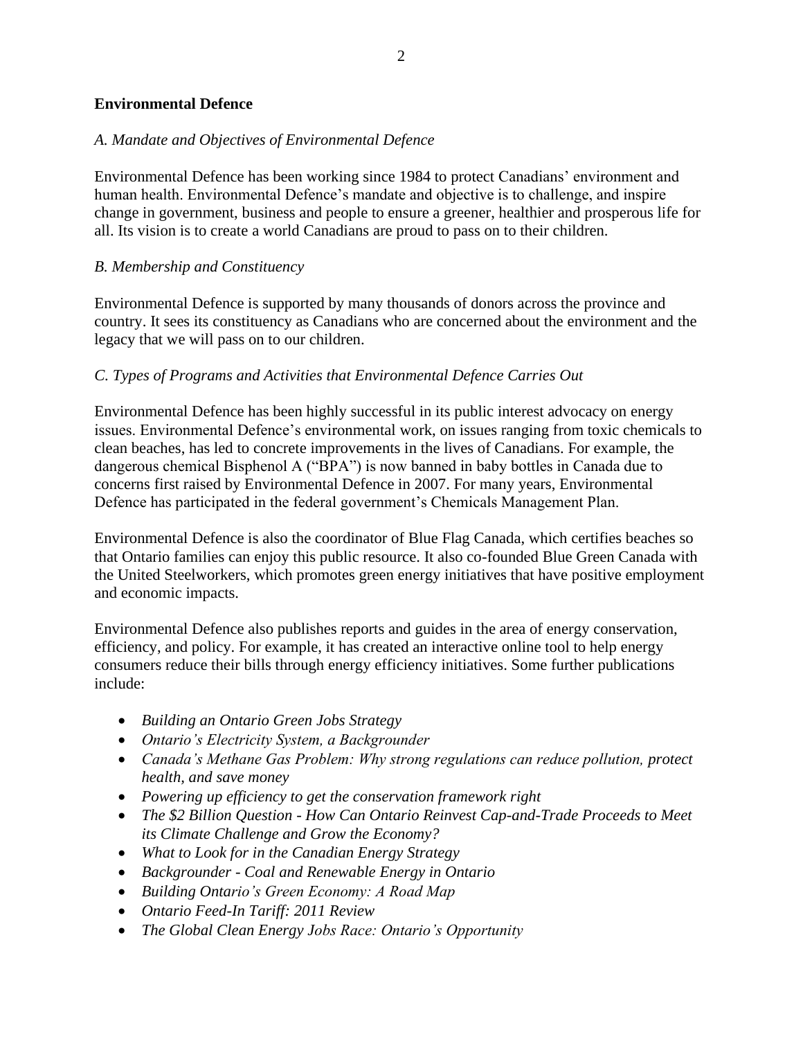**Environmental Defence**

*A. Mandate and Objectives of Environmental Defence*

Environmental Defence has been working since 1984 to protect Canadians' environment and human health. Environmental Defence's mandate and objective is to challenge, and inspire change in government, business and people to ensure a greener, healthier and prosperous life for all. Its vision is to create a world Canadians are proud to pass on to their children.

*B. Membership and Constituency*

Environmental Defence is supported by many thousands of donors across the province and country. It sees its constituency as Canadians who are concerned about the environment and the legacy that we will pass on to our children.

*C. Types of Programs and Activities that Environmental Defence Carries Out*

Environmental Defence has been highly successful in its public interest advocacy on energy issues. Environmental Defence's environmental work, on issues ranging from toxic chemicals to clean beaches, has led to concrete improvements in the lives of Canadians. For example, the dangerous chemical Bisphenol A ("BPA") is now banned in baby bottles in Canada due to concerns first raised by Environmental Defence in 2007. For many years, Environmental Defence has participated in the federal government's Chemicals Management Plan.

Environmental Defence is also the coordinator of Blue Flag Canada, which certifies beaches so that Ontario families can enjoy this public resource. It also co-founded Blue Green Canada with the United Steelworkers, which promotes green energy initiatives that have positive employment and economic impacts.

Environmental Defence also publishes reports and guides in the area of energy conservation, efficiency, and policy. For example, it has created an interactive online tool to help energy consumers reduce their bills through energy efficiency initiatives. Some further publications include:

- *Building an Ontario Green Jobs Strategy*
- *Ontario's Electricity System, a Backgrounder*
- *Canada's Methane Gas Problem: Why strong regulations can reduce pollution, protect health, and save money*
- *Powering up efficiency to get the conservation framework right*
- *The $2 Billion Question - How Can Ontario Reinvest Cap-and-Trade Proceeds to Meet its Climate Challenge and Grow the Economy?*
- *What to Look for in the Canadian Energy Strategy*
- *Backgrounder - Coal and Renewable Energy in Ontario*
- *Building Ontario's Green Economy: A Road Map*
- *Ontario Feed-In Tariff: 2011 Review*
- *The Global Clean Energy Jobs Race: Ontario's Opportunity*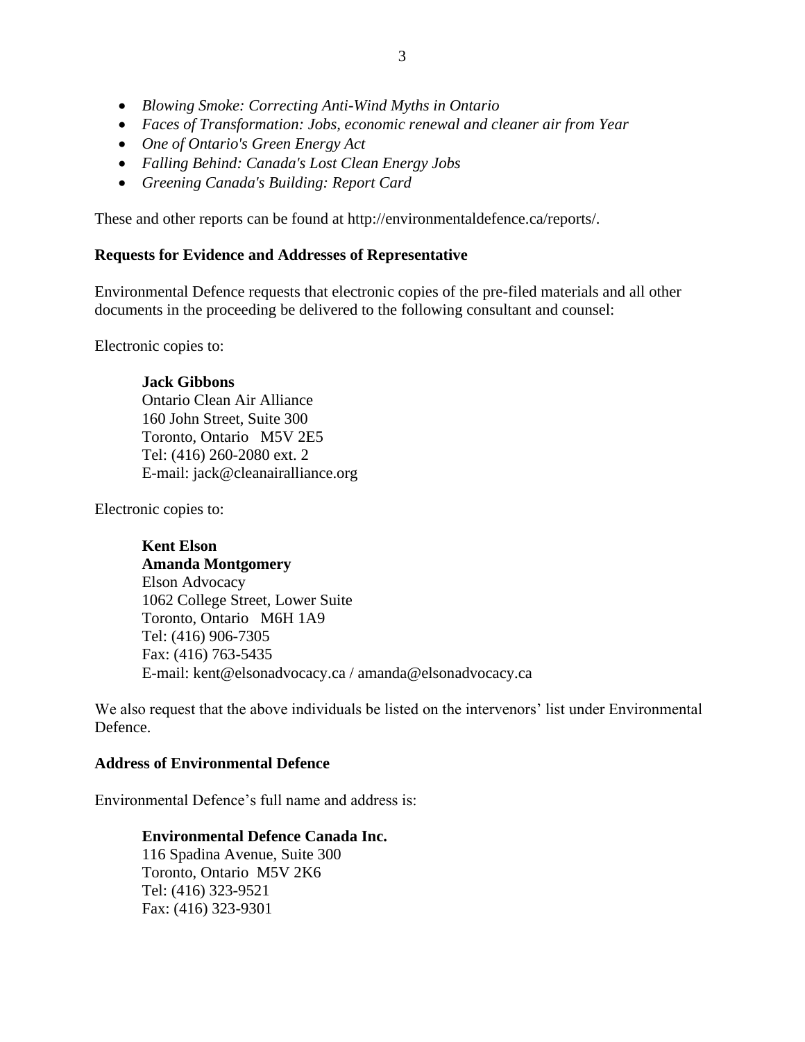- *Blowing Smoke: Correcting Anti-Wind Myths in Ontario*
- *Faces of Transformation: Jobs, economic renewal and cleaner air from Year*
- *One of Ontario's Green Energy Act*
- *Falling Behind: Canada's Lost Clean Energy Jobs*
- *Greening Canada's Building: Report Card*

These and other reports can be found at http://environmentaldefence.ca/reports/.

**Requests for Evidence and Addresses of Representative**

Environmental Defence requests that electronic copies of the pre-filed materials and all other documents in the proceeding be delivered to the following consultant and counsel:

Electronic copies to:

> **Jack Gibbons**
> Ontario Clean Air Alliance
> 160 John Street, Suite 300
> Toronto, Ontario M5V 2E5
> Tel: (416) 260-2080 ext. 2
> E-mail: jack@cleanairalliance.org

Electronic copies to:

> **Kent Elson**
> **Amanda Montgomery**
> Elson Advocacy
> 1062 College Street, Lower Suite
> Toronto, Ontario M6H 1A9
> Tel: (416) 906-7305
> Fax: (416) 763-5435
> E-mail: kent@elsonadvocacy.ca / amanda@elsonadvocacy.ca

We also request that the above individuals be listed on the intervenors' list under Environmental Defence.

**Address of Environmental Defence**

Environmental Defence's full name and address is:

> **Environmental Defence Canada Inc.**
> 116 Spadina Avenue, Suite 300
> Toronto, Ontario M5V 2K6
> Tel: (416) 323-9521
> Fax: (416) 323-9301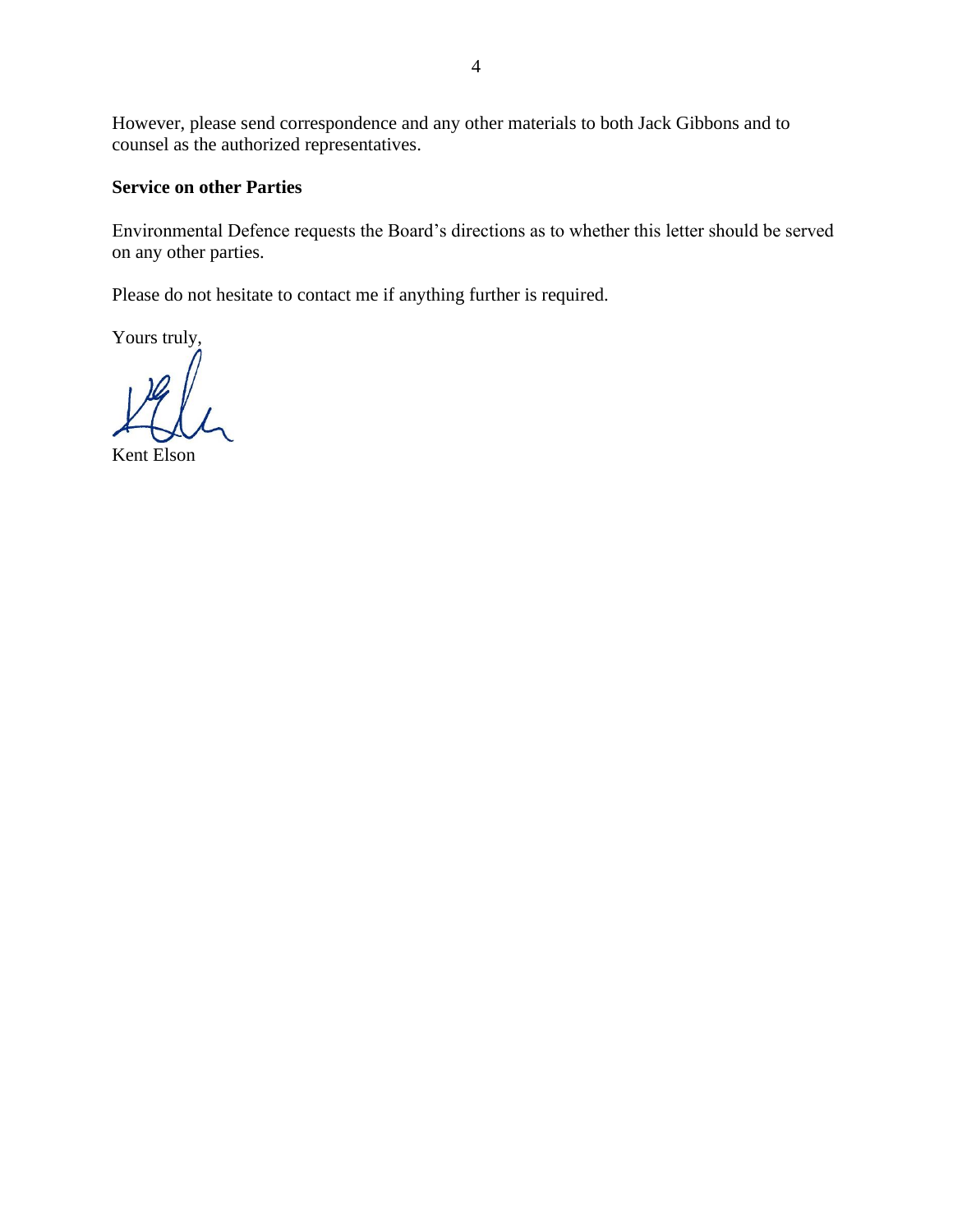However, please send correspondence and any other materials to both Jack Gibbons and to counsel as the authorized representatives.

**Service on other Parties**

Environmental Defence requests the Board's directions as to whether this letter should be served on any other parties.

Please do not hesitate to contact me if anything further is required.

Yours truly,

Kent Elson